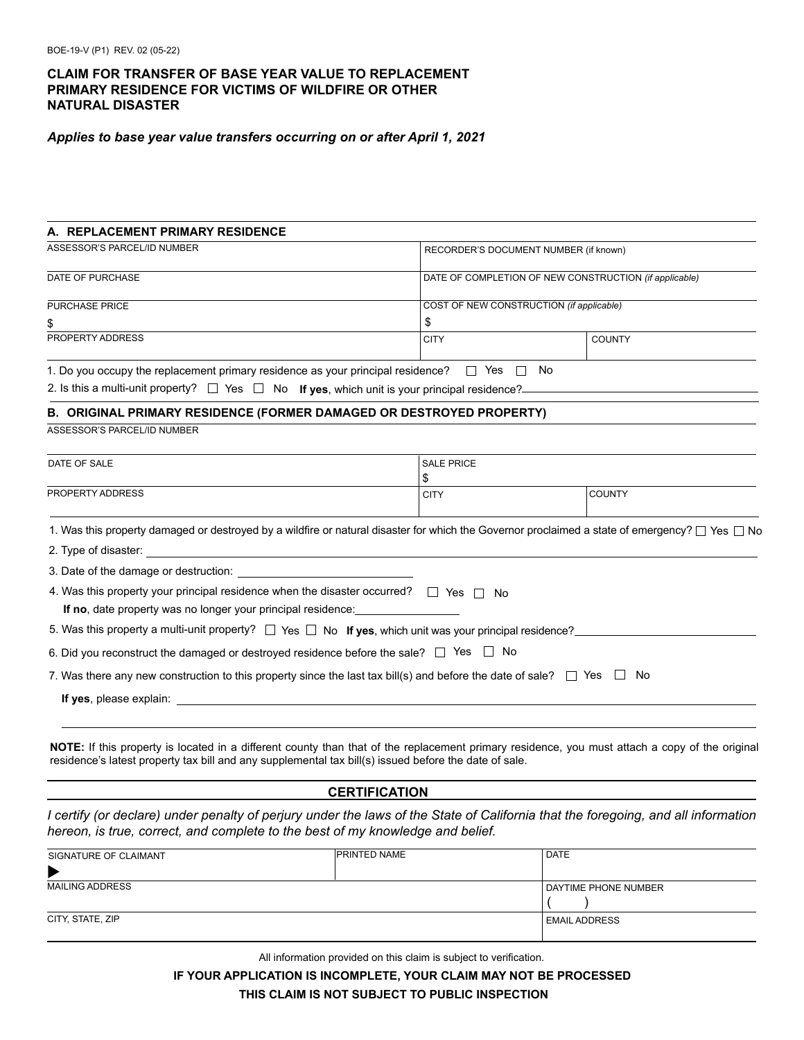BOE-19-V (P1) REV. 02 (05-22)

# CLAIM FOR TRANSFER OF BASE YEAR VALUE TO REPLACEMENT PRIMARY RESIDENCE FOR VICTIMS OF WILDFIRE OR OTHER NATURAL DISASTER

***Applies to base year value transfers occurring on or after April 1, 2021***

## A. REPLACEMENT PRIMARY RESIDENCE

| ASSESSOR'S PARCEL/ID NUMBER | RECORDER'S DOCUMENT NUMBER (if known) | |
|---|---|---|
| DATE OF PURCHASE | DATE OF COMPLETION OF NEW CONSTRUCTION *(if applicable)* | |
| PURCHASE PRICE<br>$ | COST OF NEW CONSTRUCTION *(if applicable)*<br>$ | |
| PROPERTY ADDRESS | CITY | COUNTY |

1. Do you occupy the replacement primary residence as your principal residence? ☐ Yes ☐ No
2. Is this a multi-unit property? ☐ Yes ☐ No **If yes**, which unit is your principal residence? ____________

## B. ORIGINAL PRIMARY RESIDENCE (FORMER DAMAGED OR DESTROYED PROPERTY)

| ASSESSOR'S PARCEL/ID NUMBER | | |
|---|---|---|
| DATE OF SALE | SALE PRICE<br>$ | |
| PROPERTY ADDRESS | CITY | COUNTY |

1. Was this property damaged or destroyed by a wildfire or natural disaster for which the Governor proclaimed a state of emergency? ☐ Yes ☐ No
2. Type of disaster: ____________
3. Date of the damage or destruction: ____________
4. Was this property your principal residence when the disaster occurred? ☐ Yes ☐ No
   **If no**, date property was no longer your principal residence: ____________
5. Was this property a multi-unit property? ☐ Yes ☐ No **If yes**, which unit was your principal residence? ____________
6. Did you reconstruct the damaged or destroyed residence before the sale? ☐ Yes ☐ No
7. Was there any new construction to this property since the last tax bill(s) and before the date of sale? ☐ Yes ☐ No
   **If yes**, please explain: ____________

**NOTE:** If this property is located in a different county than that of the replacement primary residence, you must attach a copy of the original residence's latest property tax bill and any supplemental tax bill(s) issued before the date of sale.

## CERTIFICATION

*I certify (or declare) under penalty of perjury under the laws of the State of California that the foregoing, and all information hereon, is true, correct, and complete to the best of my knowledge and belief.*

| SIGNATURE OF CLAIMANT<br>▶ | PRINTED NAME | DATE |
|---|---|---|
| MAILING ADDRESS | | DAYTIME PHONE NUMBER<br>(    ) |
| CITY, STATE, ZIP | | EMAIL ADDRESS |

All information provided on this claim is subject to verification.

**IF YOUR APPLICATION IS INCOMPLETE, YOUR CLAIM MAY NOT BE PROCESSED**

**THIS CLAIM IS NOT SUBJECT TO PUBLIC INSPECTION**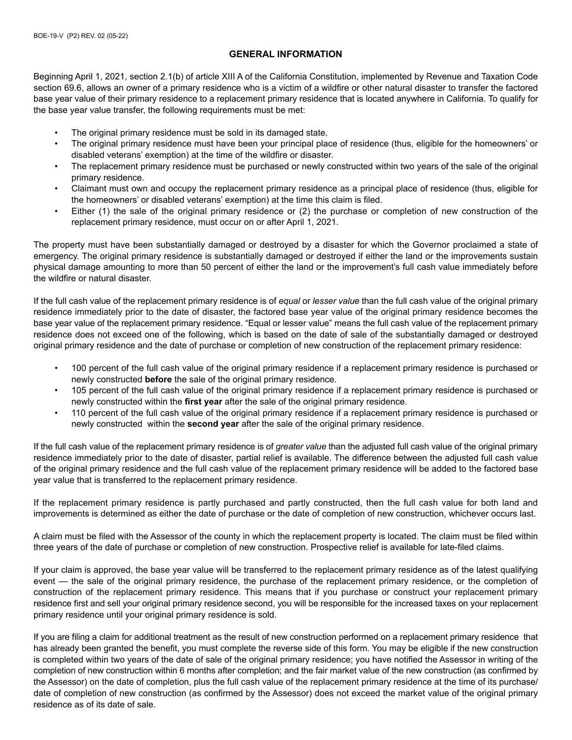## GENERAL INFORMATION

Beginning April 1, 2021, section 2.1(b) of article XIII A of the California Constitution, implemented by Revenue and Taxation Code section 69.6, allows an owner of a primary residence who is a victim of a wildfire or other natural disaster to transfer the factored base year value of their primary residence to a replacement primary residence that is located anywhere in California. To qualify for the base year value transfer, the following requirements must be met:

- The original primary residence must be sold in its damaged state.
- The original primary residence must have been your principal place of residence (thus, eligible for the homeowners' or disabled veterans' exemption) at the time of the wildfire or disaster.
- The replacement primary residence must be purchased or newly constructed within two years of the sale of the original primary residence.
- Claimant must own and occupy the replacement primary residence as a principal place of residence (thus, eligible for the homeowners' or disabled veterans' exemption) at the time this claim is filed.
- Either (1) the sale of the original primary residence or (2) the purchase or completion of new construction of the replacement primary residence, must occur on or after April 1, 2021.

The property must have been substantially damaged or destroyed by a disaster for which the Governor proclaimed a state of emergency. The original primary residence is substantially damaged or destroyed if either the land or the improvements sustain physical damage amounting to more than 50 percent of either the land or the improvement's full cash value immediately before the wildfire or natural disaster.

If the full cash value of the replacement primary residence is of *equal* or *lesser value* than the full cash value of the original primary residence immediately prior to the date of disaster, the factored base year value of the original primary residence becomes the base year value of the replacement primary residence. "Equal or lesser value" means the full cash value of the replacement primary residence does not exceed one of the following, which is based on the date of sale of the substantially damaged or destroyed original primary residence and the date of purchase or completion of new construction of the replacement primary residence:

- 100 percent of the full cash value of the original primary residence if a replacement primary residence is purchased or newly constructed **before** the sale of the original primary residence.
- 105 percent of the full cash value of the original primary residence if a replacement primary residence is purchased or newly constructed within the **first year** after the sale of the original primary residence.
- 110 percent of the full cash value of the original primary residence if a replacement primary residence is purchased or newly constructed within the **second year** after the sale of the original primary residence.

If the full cash value of the replacement primary residence is of *greater value* than the adjusted full cash value of the original primary residence immediately prior to the date of disaster, partial relief is available. The difference between the adjusted full cash value of the original primary residence and the full cash value of the replacement primary residence will be added to the factored base year value that is transferred to the replacement primary residence.

If the replacement primary residence is partly purchased and partly constructed, then the full cash value for both land and improvements is determined as either the date of purchase or the date of completion of new construction, whichever occurs last.

A claim must be filed with the Assessor of the county in which the replacement property is located. The claim must be filed within three years of the date of purchase or completion of new construction. Prospective relief is available for late-filed claims.

If your claim is approved, the base year value will be transferred to the replacement primary residence as of the latest qualifying event — the sale of the original primary residence, the purchase of the replacement primary residence, or the completion of construction of the replacement primary residence. This means that if you purchase or construct your replacement primary residence first and sell your original primary residence second, you will be responsible for the increased taxes on your replacement primary residence until your original primary residence is sold.

If you are filing a claim for additional treatment as the result of new construction performed on a replacement primary residence that has already been granted the benefit, you must complete the reverse side of this form. You may be eligible if the new construction is completed within two years of the date of sale of the original primary residence; you have notified the Assessor in writing of the completion of new construction within 6 months after completion; and the fair market value of the new construction (as confirmed by the Assessor) on the date of completion, plus the full cash value of the replacement primary residence at the time of its purchase/ date of completion of new construction (as confirmed by the Assessor) does not exceed the market value of the original primary residence as of its date of sale.